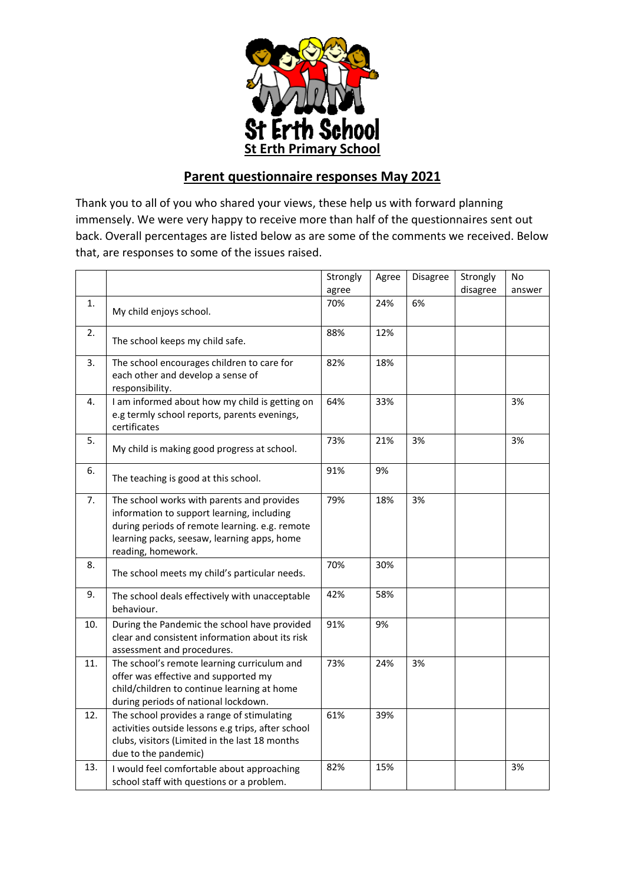St Erth School

**St Erth Primary School**

## Parent questionnaire responses May 2021

Thank you to all of you who shared your views, these help us with forward planning immensely. We were very happy to receive more than half of the questionnaires sent out back. Overall percentages are listed below as are some of the comments we received. Below that, are responses to some of the issues raised.

| | | Strongly agree | Agree | Disagree | Strongly disagree | No answer |
|---|---|---|---|---|---|---|
| 1. | My child enjoys school. | 70% | 24% | 6% | | |
| 2. | The school keeps my child safe. | 88% | 12% | | | |
| 3. | The school encourages children to care for each other and develop a sense of responsibility. | 82% | 18% | | | |
| 4. | I am informed about how my child is getting on e.g termly school reports, parents evenings, certificates | 64% | 33% | | | 3% |
| 5. | My child is making good progress at school. | 73% | 21% | 3% | | 3% |
| 6. | The teaching is good at this school. | 91% | 9% | | | |
| 7. | The school works with parents and provides information to support learning, including during periods of remote learning. e.g. remote learning packs, seesaw, learning apps, home reading, homework. | 79% | 18% | 3% | | |
| 8. | The school meets my child's particular needs. | 70% | 30% | | | |
| 9. | The school deals effectively with unacceptable behaviour. | 42% | 58% | | | |
| 10. | During the Pandemic the school have provided clear and consistent information about its risk assessment and procedures. | 91% | 9% | | | |
| 11. | The school's remote learning curriculum and offer was effective and supported my child/children to continue learning at home during periods of national lockdown. | 73% | 24% | 3% | | |
| 12. | The school provides a range of stimulating activities outside lessons e.g trips, after school clubs, visitors (Limited in the last 18 months due to the pandemic) | 61% | 39% | | | |
| 13. | I would feel comfortable about approaching school staff with questions or a problem. | 82% | 15% | | | 3% |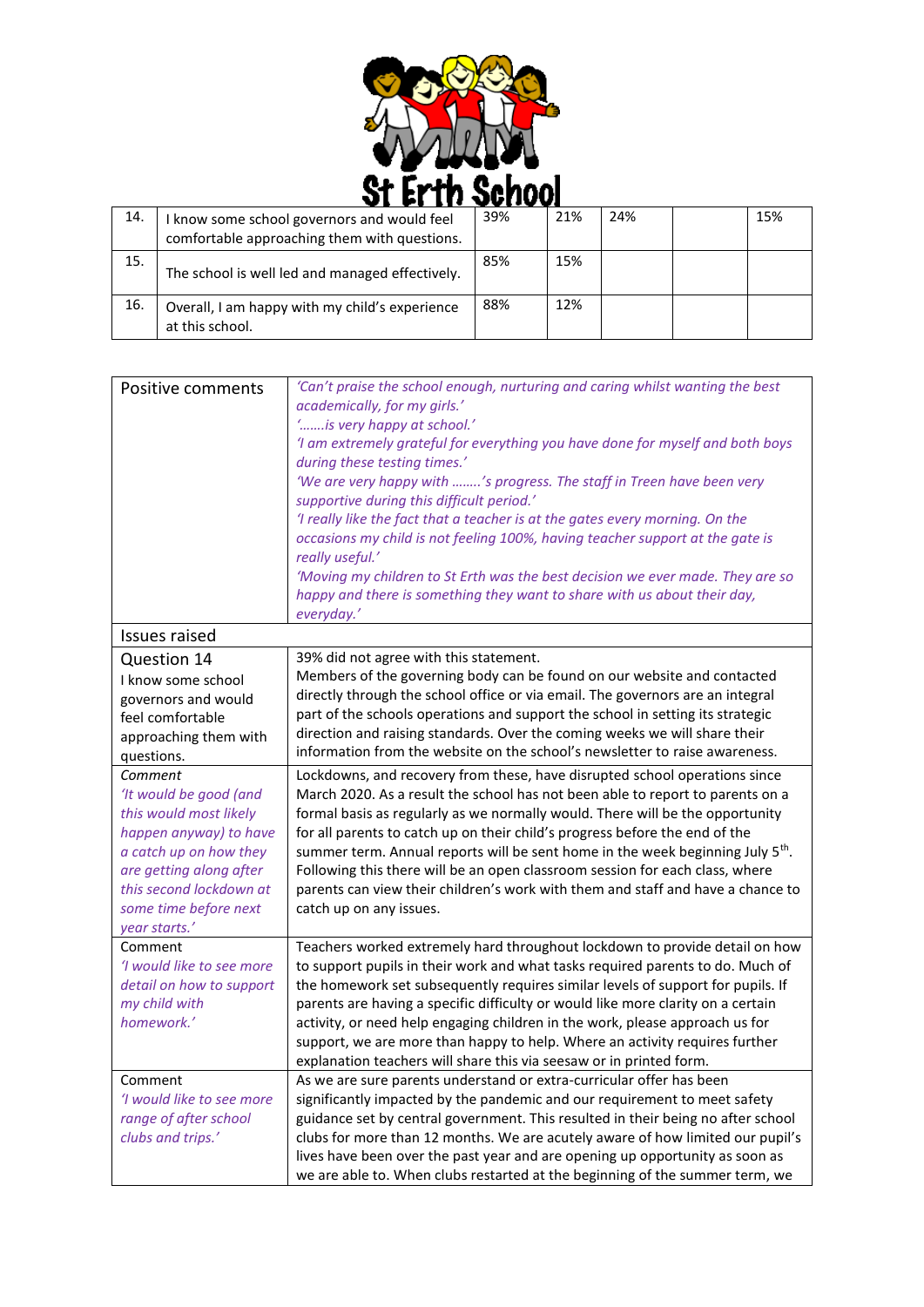St Erth School

| 14. | I know some school governors and would feel comfortable approaching them with questions. | 39% | 21% | 24% | | 15% |
|---|---|---|---|---|---|---|
| 15. | The school is well led and managed effectively. | 85% | 15% | | | |
| 16. | Overall, I am happy with my child's experience at this school. | 88% | 12% | | | |

| Positive comments | *'Can't praise the school enough, nurturing and caring whilst wanting the best academically, for my girls.'* *'…….is very happy at school.'* *'I am extremely grateful for everything you have done for myself and both boys during these testing times.'* *'We are very happy with ……..'s progress. The staff in Treen have been very supportive during this difficult period.'* *'I really like the fact that a teacher is at the gates every morning. On the occasions my child is not feeling 100%, having teacher support at the gate is really useful.'* *'Moving my children to St Erth was the best decision we ever made. They are so happy and there is something they want to share with us about their day, everyday.'* |
|---|---|
| Issues raised | |
| Question 14 I know some school governors and would feel comfortable approaching them with questions. | 39% did not agree with this statement. Members of the governing body can be found on our website and contacted directly through the school office or via email. The governors are an integral part of the schools operations and support the school in setting its strategic direction and raising standards. Over the coming weeks we will share their information from the website on the school's newsletter to raise awareness. |
| *Comment* *'It would be good (and this would most likely happen anyway) to have a catch up on how they are getting along after this second lockdown at some time before next year starts.'* | Lockdowns, and recovery from these, have disrupted school operations since March 2020. As a result the school has not been able to report to parents on a formal basis as regularly as we normally would. There will be the opportunity for all parents to catch up on their child's progress before the end of the summer term. Annual reports will be sent home in the week beginning July 5th. Following this there will be an open classroom session for each class, where parents can view their children's work with them and staff and have a chance to catch up on any issues. |
| Comment *'I would like to see more detail on how to support my child with homework.'* | Teachers worked extremely hard throughout lockdown to provide detail on how to support pupils in their work and what tasks required parents to do. Much of the homework set subsequently requires similar levels of support for pupils. If parents are having a specific difficulty or would like more clarity on a certain activity, or need help engaging children in the work, please approach us for support, we are more than happy to help. Where an activity requires further explanation teachers will share this via seesaw or in printed form. |
| Comment *'I would like to see more range of after school clubs and trips.'* | As we are sure parents understand or extra-curricular offer has been significantly impacted by the pandemic and our requirement to meet safety guidance set by central government. This resulted in their being no after school clubs for more than 12 months. We are acutely aware of how limited our pupil's lives have been over the past year and are opening up opportunity as soon as we are able to. When clubs restarted at the beginning of the summer term, we |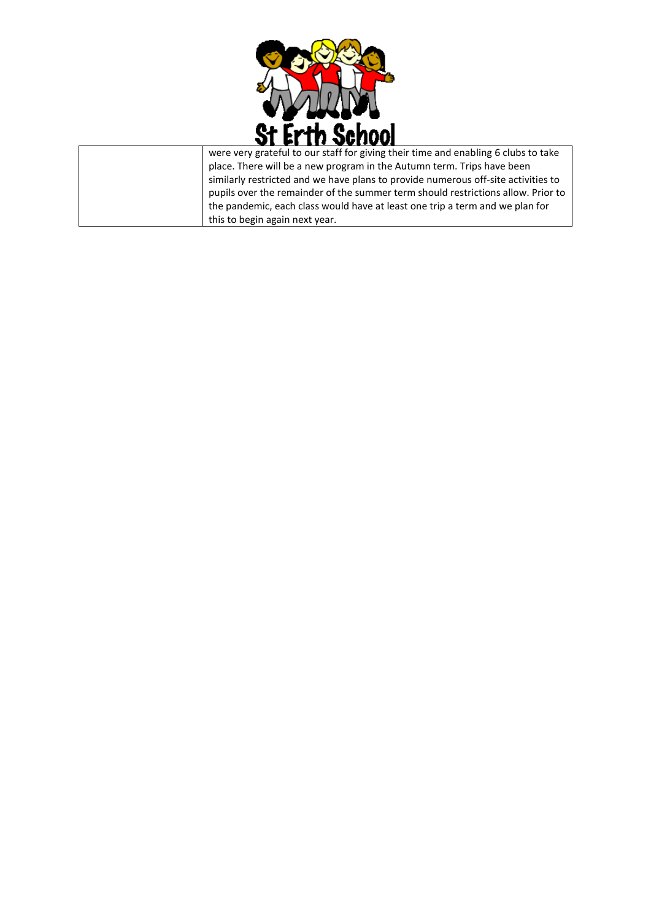| | |
|---|---|
| | were very grateful to our staff for giving their time and enabling 6 clubs to take place. There will be a new program in the Autumn term. Trips have been similarly restricted and we have plans to provide numerous off-site activities to pupils over the remainder of the summer term should restrictions allow. Prior to the pandemic, each class would have at least one trip a term and we plan for this to begin again next year. |